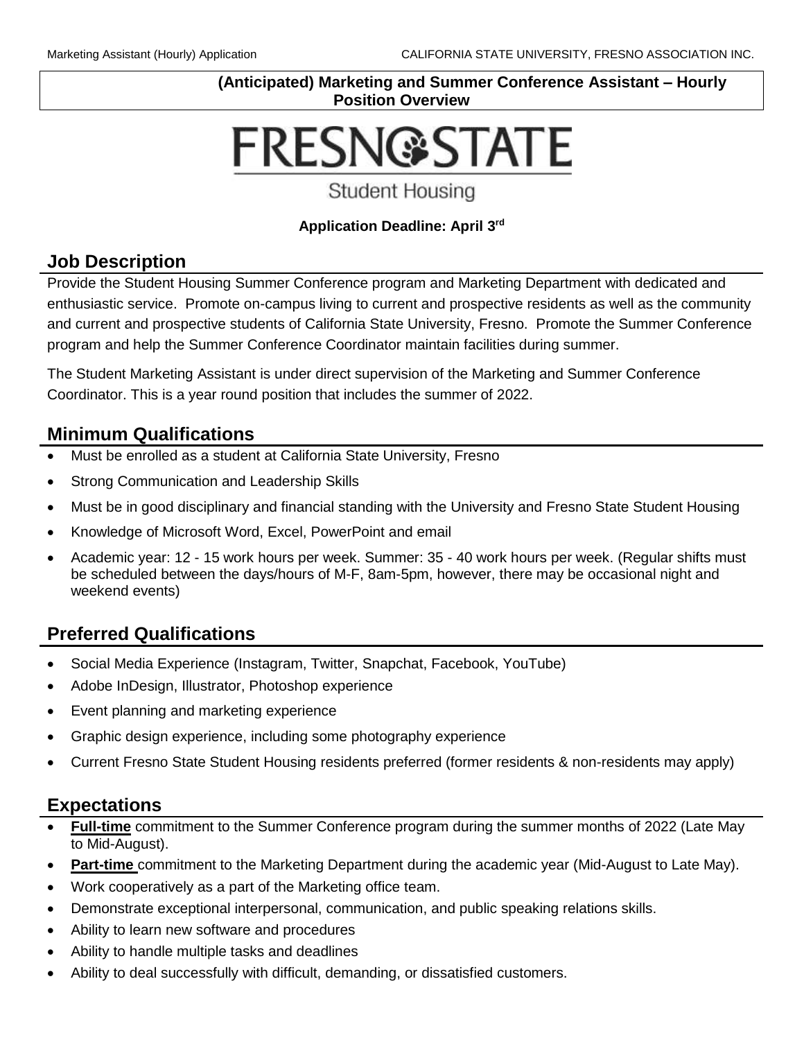**(Anticipated) Marketing and Summer Conference Assistant – Hourly Position Overview**

FRESNO STATE

Student Housing

**Application Deadline: April 3rd**

## Job Description

Provide the Student Housing Summer Conference program and Marketing Department with dedicated and enthusiastic service. Promote on-campus living to current and prospective residents as well as the community and current and prospective students of California State University, Fresno. Promote the Summer Conference program and help the Summer Conference Coordinator maintain facilities during summer.

The Student Marketing Assistant is under direct supervision of the Marketing and Summer Conference Coordinator. This is a year round position that includes the summer of 2022.

## Minimum Qualifications

- Must be enrolled as a student at California State University, Fresno
- Strong Communication and Leadership Skills
- Must be in good disciplinary and financial standing with the University and Fresno State Student Housing
- Knowledge of Microsoft Word, Excel, PowerPoint and email
- Academic year: 12 - 15 work hours per week. Summer: 35 - 40 work hours per week. (Regular shifts must be scheduled between the days/hours of M-F, 8am-5pm, however, there may be occasional night and weekend events)

## Preferred Qualifications

- Social Media Experience (Instagram, Twitter, Snapchat, Facebook, YouTube)
- Adobe InDesign, Illustrator, Photoshop experience
- Event planning and marketing experience
- Graphic design experience, including some photography experience
- Current Fresno State Student Housing residents preferred (former residents & non-residents may apply)

## Expectations

- **Full-time** commitment to the Summer Conference program during the summer months of 2022 (Late May to Mid-August).
- **Part-time** commitment to the Marketing Department during the academic year (Mid-August to Late May).
- Work cooperatively as a part of the Marketing office team.
- Demonstrate exceptional interpersonal, communication, and public speaking relations skills.
- Ability to learn new software and procedures
- Ability to handle multiple tasks and deadlines
- Ability to deal successfully with difficult, demanding, or dissatisfied customers.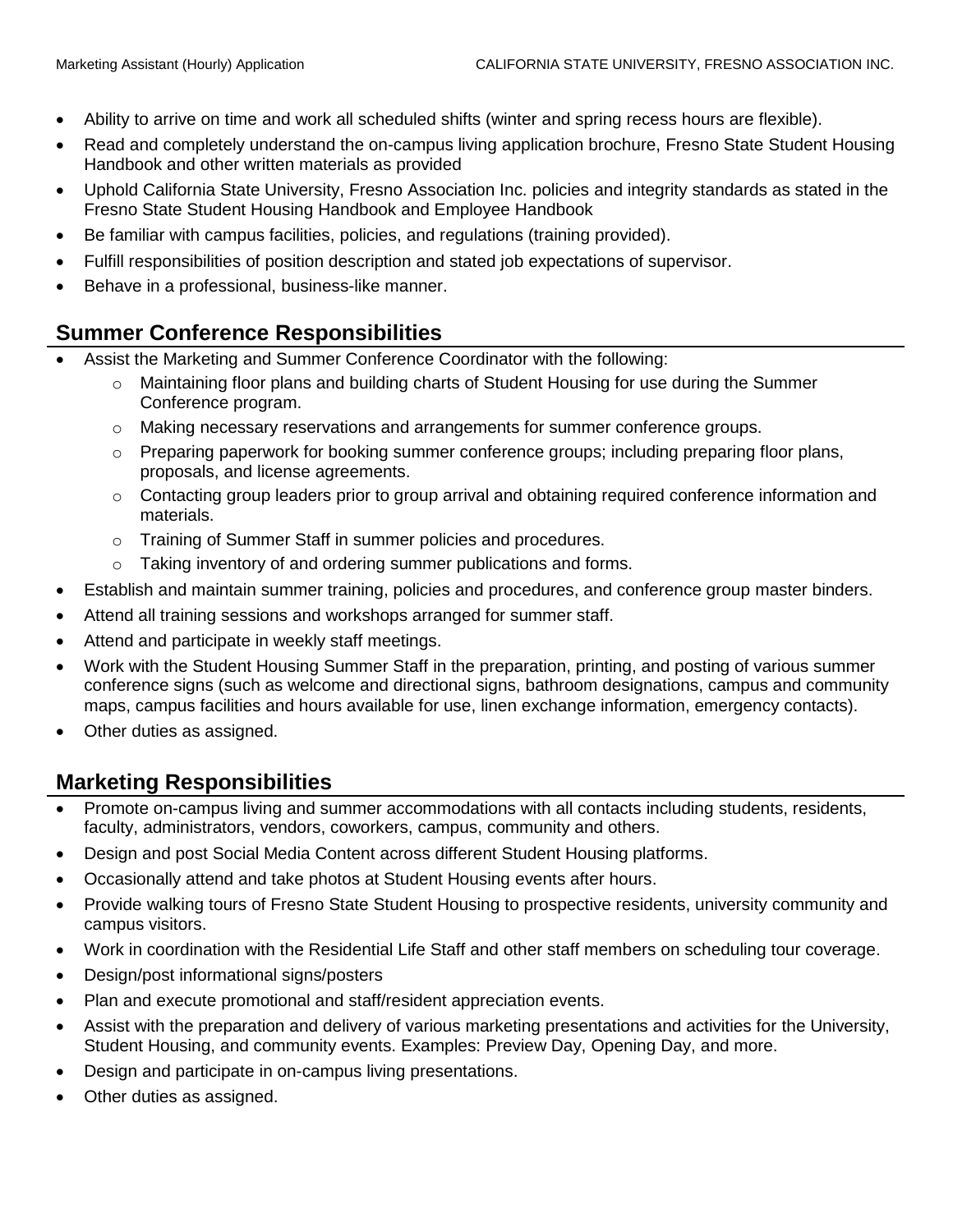- Ability to arrive on time and work all scheduled shifts (winter and spring recess hours are flexible).
- Read and completely understand the on-campus living application brochure, Fresno State Student Housing Handbook and other written materials as provided
- Uphold California State University, Fresno Association Inc. policies and integrity standards as stated in the Fresno State Student Housing Handbook and Employee Handbook
- Be familiar with campus facilities, policies, and regulations (training provided).
- Fulfill responsibilities of position description and stated job expectations of supervisor.
- Behave in a professional, business-like manner.

## Summer Conference Responsibilities

- Assist the Marketing and Summer Conference Coordinator with the following:
  - Maintaining floor plans and building charts of Student Housing for use during the Summer Conference program.
  - Making necessary reservations and arrangements for summer conference groups.
  - Preparing paperwork for booking summer conference groups; including preparing floor plans, proposals, and license agreements.
  - Contacting group leaders prior to group arrival and obtaining required conference information and materials.
  - Training of Summer Staff in summer policies and procedures.
  - Taking inventory of and ordering summer publications and forms.
- Establish and maintain summer training, policies and procedures, and conference group master binders.
- Attend all training sessions and workshops arranged for summer staff.
- Attend and participate in weekly staff meetings.
- Work with the Student Housing Summer Staff in the preparation, printing, and posting of various summer conference signs (such as welcome and directional signs, bathroom designations, campus and community maps, campus facilities and hours available for use, linen exchange information, emergency contacts).
- Other duties as assigned.

## Marketing Responsibilities

- Promote on-campus living and summer accommodations with all contacts including students, residents, faculty, administrators, vendors, coworkers, campus, community and others.
- Design and post Social Media Content across different Student Housing platforms.
- Occasionally attend and take photos at Student Housing events after hours.
- Provide walking tours of Fresno State Student Housing to prospective residents, university community and campus visitors.
- Work in coordination with the Residential Life Staff and other staff members on scheduling tour coverage.
- Design/post informational signs/posters
- Plan and execute promotional and staff/resident appreciation events.
- Assist with the preparation and delivery of various marketing presentations and activities for the University, Student Housing, and community events. Examples: Preview Day, Opening Day, and more.
- Design and participate in on-campus living presentations.
- Other duties as assigned.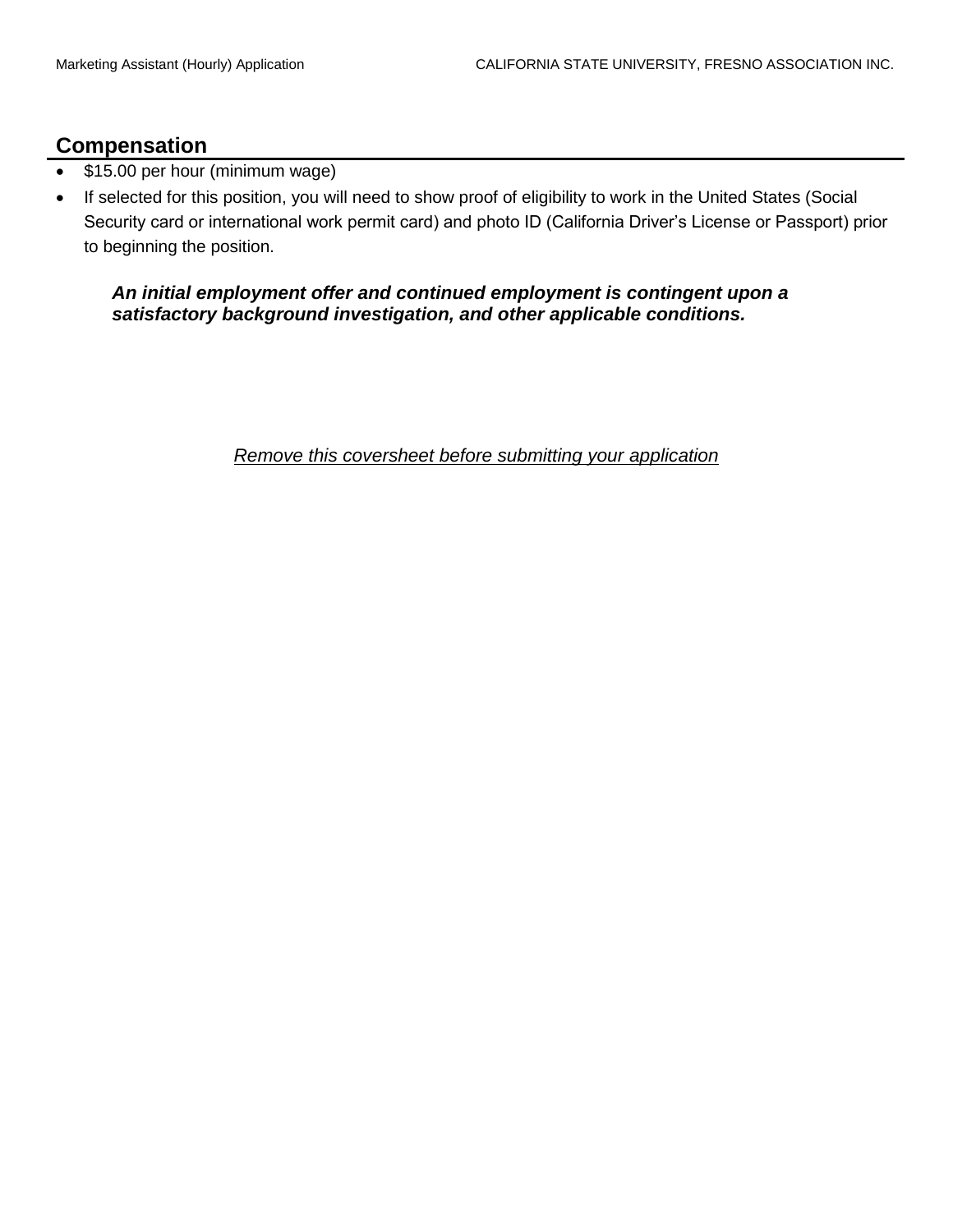## Compensation

- $15.00 per hour (minimum wage)
- If selected for this position, you will need to show proof of eligibility to work in the United States (Social Security card or international work permit card) and photo ID (California Driver's License or Passport) prior to beginning the position.

***An initial employment offer and continued employment is contingent upon a satisfactory background investigation, and other applicable conditions.***

*Remove this coversheet before submitting your application*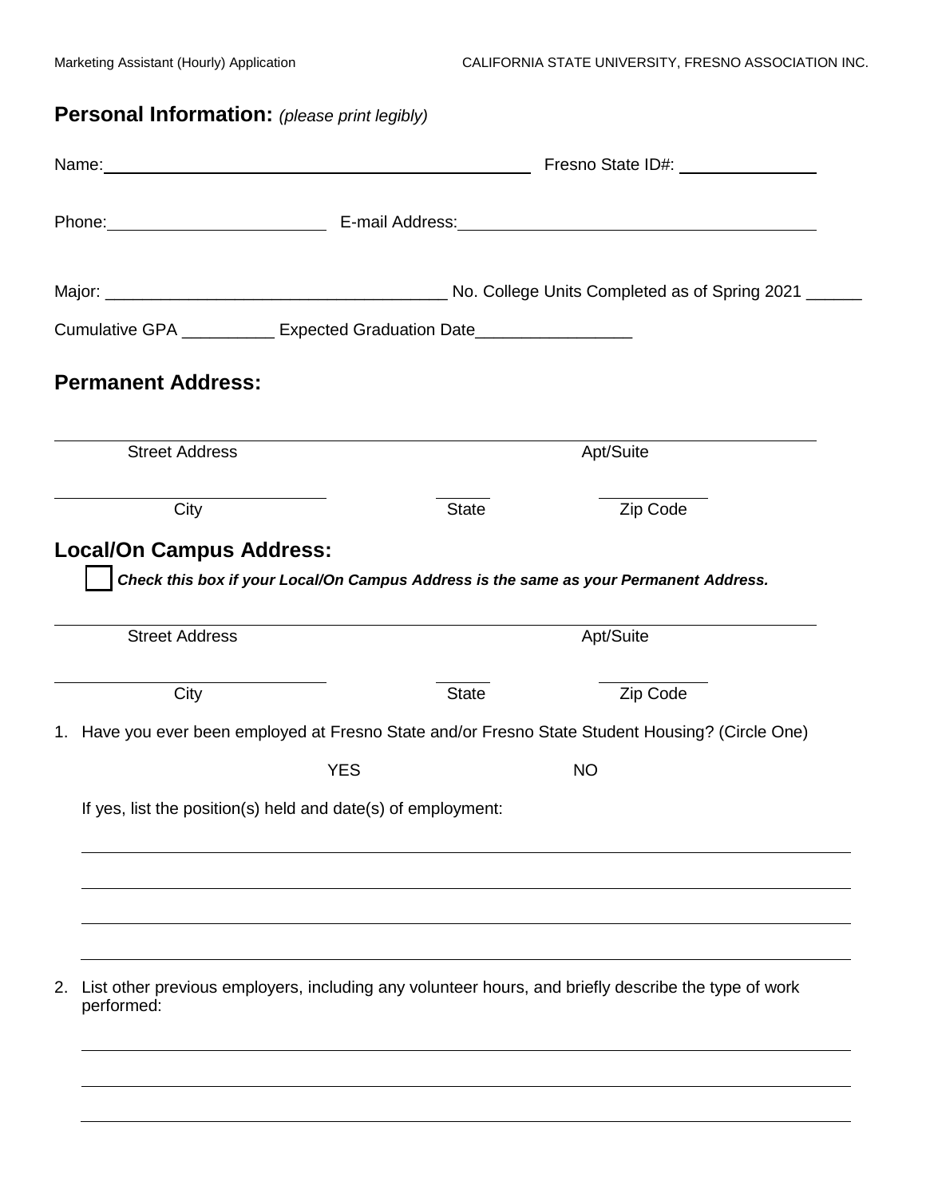## **Personal Information:** *(please print legibly)*

Name: ______________________________________________ Fresno State ID#: _______________

Phone: ________________________ E-mail Address: ________________________________________

Major: _____________________________________ No. College Units Completed as of Spring 2021 ______

Cumulative GPA __________ Expected Graduation Date_________________

## **Permanent Address:**

_____________________________________________________________________________________

Street Address | Apt/Suite

______________________________ ______ ____________

City | State | Zip Code

## **Local/On Campus Address:**

☐ ***Check this box if your Local/On Campus Address is the same as your Permanent Address.***

_____________________________________________________________________________________

Street Address | Apt/Suite

______________________________ ______ ____________

City | State | Zip Code

1. Have you ever been employed at Fresno State and/or Fresno State Student Housing? (Circle One)

   YES NO

   If yes, list the position(s) held and date(s) of employment:

   _____________________________________________________________________________________

   _____________________________________________________________________________________

   _____________________________________________________________________________________

   _____________________________________________________________________________________

2. List other previous employers, including any volunteer hours, and briefly describe the type of work performed:

   _____________________________________________________________________________________

   _____________________________________________________________________________________

   _____________________________________________________________________________________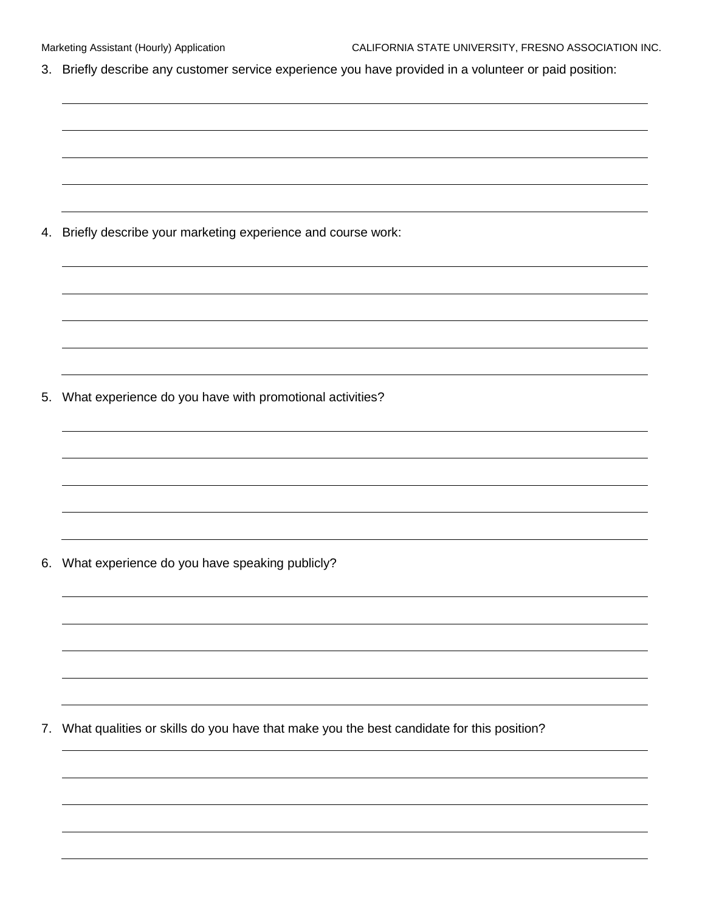3. Briefly describe any customer service experience you have provided in a volunteer or paid position:

4. Briefly describe your marketing experience and course work:

5. What experience do you have with promotional activities?

6. What experience do you have speaking publicly?

7. What qualities or skills do you have that make you the best candidate for this position?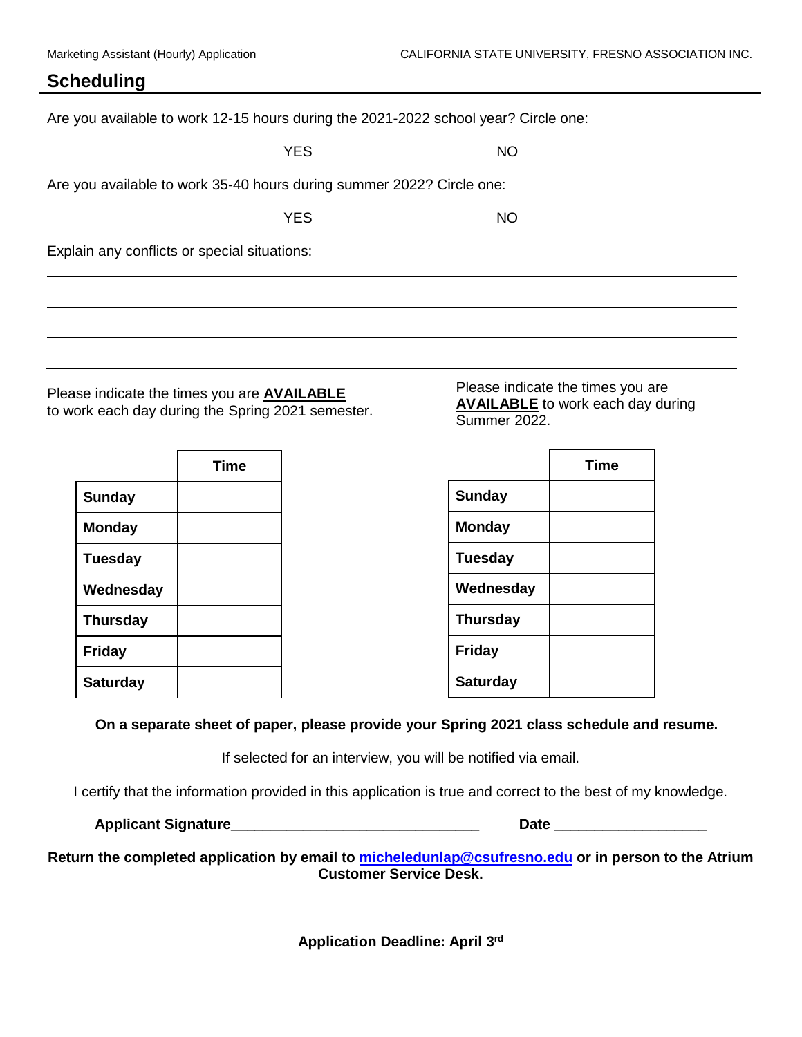## Scheduling

Are you available to work 12-15 hours during the 2021-2022 school year? Circle one:

YES NO

Are you available to work 35-40 hours during summer 2022? Circle one:

YES NO

Explain any conflicts or special situations:

\_\_\_\_\_\_\_\_\_\_\_\_\_\_\_\_\_\_\_\_\_\_\_\_\_\_\_\_\_\_\_\_\_\_\_\_\_\_\_\_\_\_\_\_\_\_\_\_\_\_\_\_\_\_\_\_\_\_\_\_\_\_\_\_\_\_\_\_\_\_

\_\_\_\_\_\_\_\_\_\_\_\_\_\_\_\_\_\_\_\_\_\_\_\_\_\_\_\_\_\_\_\_\_\_\_\_\_\_\_\_\_\_\_\_\_\_\_\_\_\_\_\_\_\_\_\_\_\_\_\_\_\_\_\_\_\_\_\_\_\_

\_\_\_\_\_\_\_\_\_\_\_\_\_\_\_\_\_\_\_\_\_\_\_\_\_\_\_\_\_\_\_\_\_\_\_\_\_\_\_\_\_\_\_\_\_\_\_\_\_\_\_\_\_\_\_\_\_\_\_\_\_\_\_\_\_\_\_\_\_\_

\_\_\_\_\_\_\_\_\_\_\_\_\_\_\_\_\_\_\_\_\_\_\_\_\_\_\_\_\_\_\_\_\_\_\_\_\_\_\_\_\_\_\_\_\_\_\_\_\_\_\_\_\_\_\_\_\_\_\_\_\_\_\_\_\_\_\_\_\_\_

Please indicate the times you are **AVAILABLE** to work each day during the Spring 2021 semester.

| | Time |
|---|---|
| **Sunday** | |
| **Monday** | |
| **Tuesday** | |
| **Wednesday** | |
| **Thursday** | |
| **Friday** | |
| **Saturday** | |

Please indicate the times you are **AVAILABLE** to work each day during Summer 2022.

| | Time |
|---|---|
| **Sunday** | |
| **Monday** | |
| **Tuesday** | |
| **Wednesday** | |
| **Thursday** | |
| **Friday** | |
| **Saturday** | |

**On a separate sheet of paper, please provide your Spring 2021 class schedule and resume.**

If selected for an interview, you will be notified via email.

I certify that the information provided in this application is true and correct to the best of my knowledge.

**Applicant Signature**\_\_\_\_\_\_\_\_\_\_\_\_\_\_\_\_\_\_\_\_\_\_\_\_\_\_\_\_\_\_ **Date** \_\_\_\_\_\_\_\_\_\_\_\_\_\_\_\_\_\_

**Return the completed application by email to micheledunlap@csufresno.edu or in person to the Atrium Customer Service Desk.**

**Application Deadline: April 3rd**